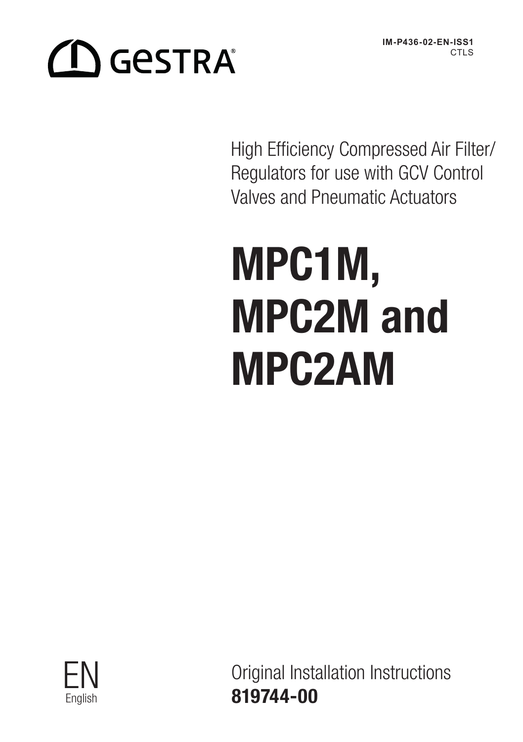GESTRA

IM-P436-02-EN-ISS1
CTLS

High Efficiency Compressed Air Filter/ Regulators for use with GCV Control Valves and Pneumatic Actuators

# MPC1M, MPC2M and MPC2AM

EN
English

Original Installation Instructions
**819744-00**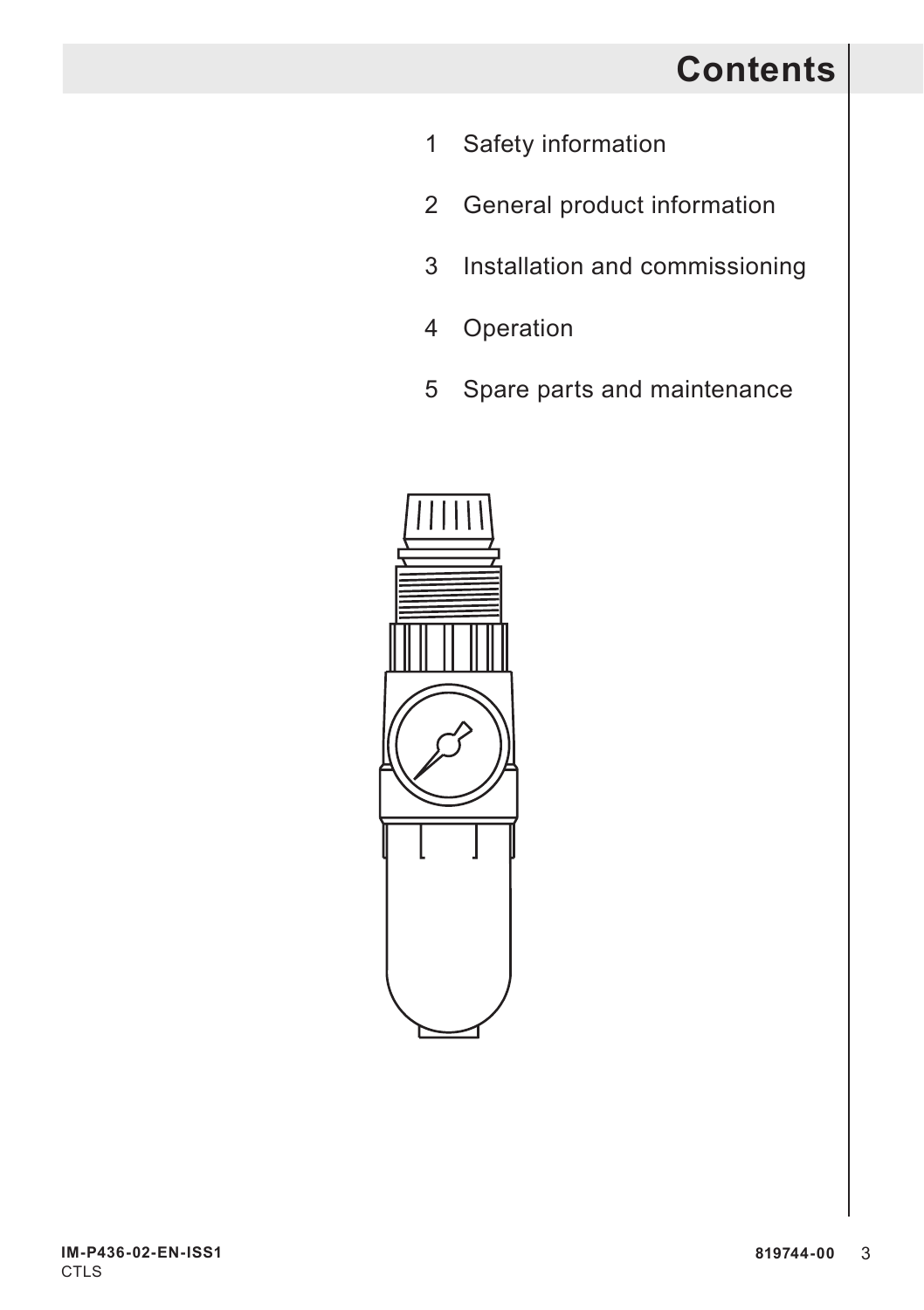# Contents

1 Safety information

2 General product information

3 Installation and commissioning

4 Operation

5 Spare parts and maintenance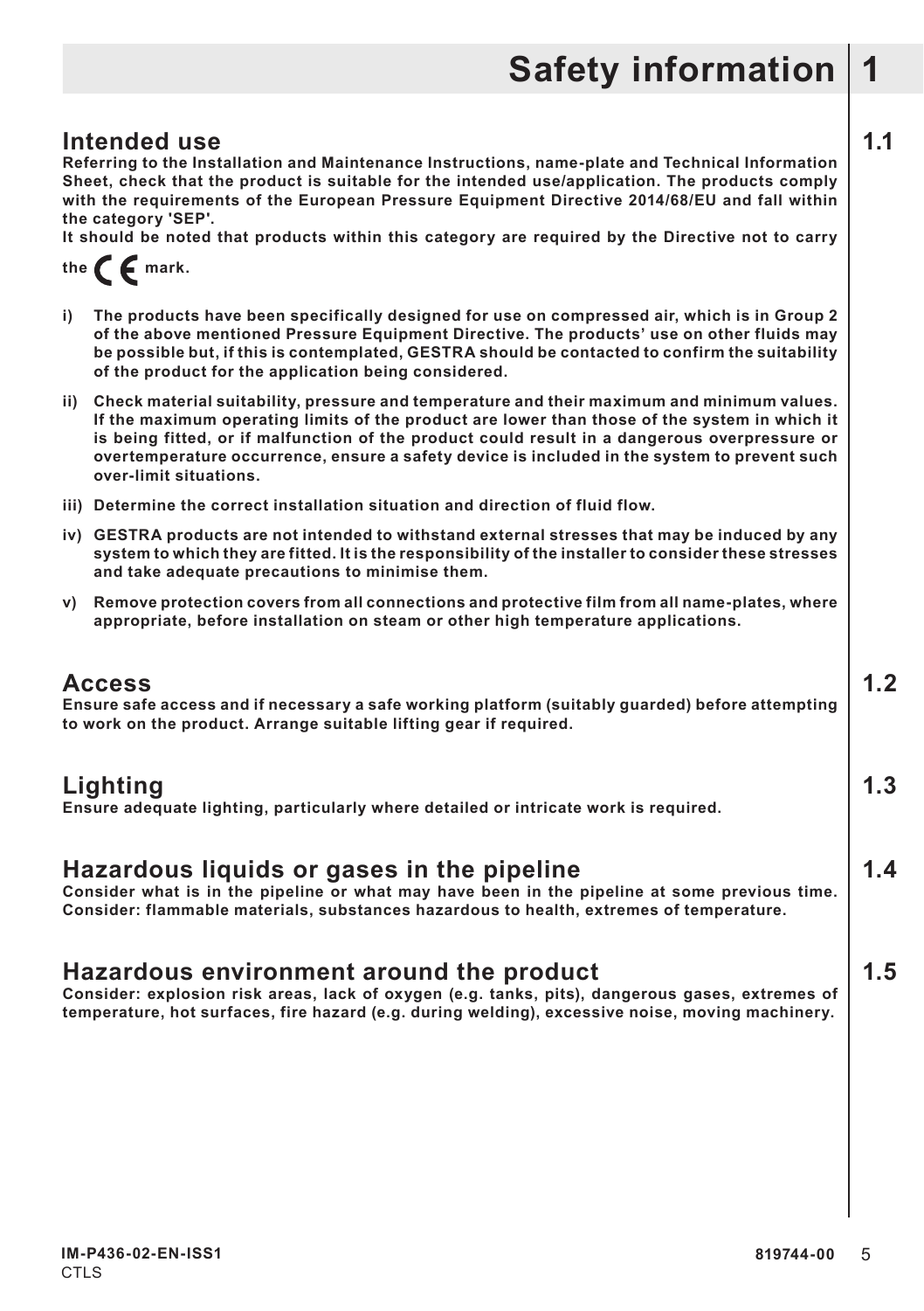# 1 Safety information

## 1.1 Intended use

**Referring to the Installation and Maintenance Instructions, name-plate and Technical Information Sheet, check that the product is suitable for the intended use/application. The products comply with the requirements of the European Pressure Equipment Directive 2014/68/EU and fall within the category 'SEP'.**

**It should be noted that products within this category are required by the Directive not to carry the CE mark.**

**i) The products have been specifically designed for use on compressed air, which is in Group 2 of the above mentioned Pressure Equipment Directive. The products' use on other fluids may be possible but, if this is contemplated, GESTRA should be contacted to confirm the suitability of the product for the application being considered.**

**ii) Check material suitability, pressure and temperature and their maximum and minimum values. If the maximum operating limits of the product are lower than those of the system in which it is being fitted, or if malfunction of the product could result in a dangerous overpressure or overtemperature occurrence, ensure a safety device is included in the system to prevent such over-limit situations.**

**iii) Determine the correct installation situation and direction of fluid flow.**

**iv) GESTRA products are not intended to withstand external stresses that may be induced by any system to which they are fitted. It is the responsibility of the installer to consider these stresses and take adequate precautions to minimise them.**

**v) Remove protection covers from all connections and protective film from all name-plates, where appropriate, before installation on steam or other high temperature applications.**

## 1.2 Access

**Ensure safe access and if necessary a safe working platform (suitably guarded) before attempting to work on the product. Arrange suitable lifting gear if required.**

## 1.3 Lighting

**Ensure adequate lighting, particularly where detailed or intricate work is required.**

## 1.4 Hazardous liquids or gases in the pipeline

**Consider what is in the pipeline or what may have been in the pipeline at some previous time. Consider: flammable materials, substances hazardous to health, extremes of temperature.**

## 1.5 Hazardous environment around the product

**Consider: explosion risk areas, lack of oxygen (e.g. tanks, pits), dangerous gases, extremes of temperature, hot surfaces, fire hazard (e.g. during welding), excessive noise, moving machinery.**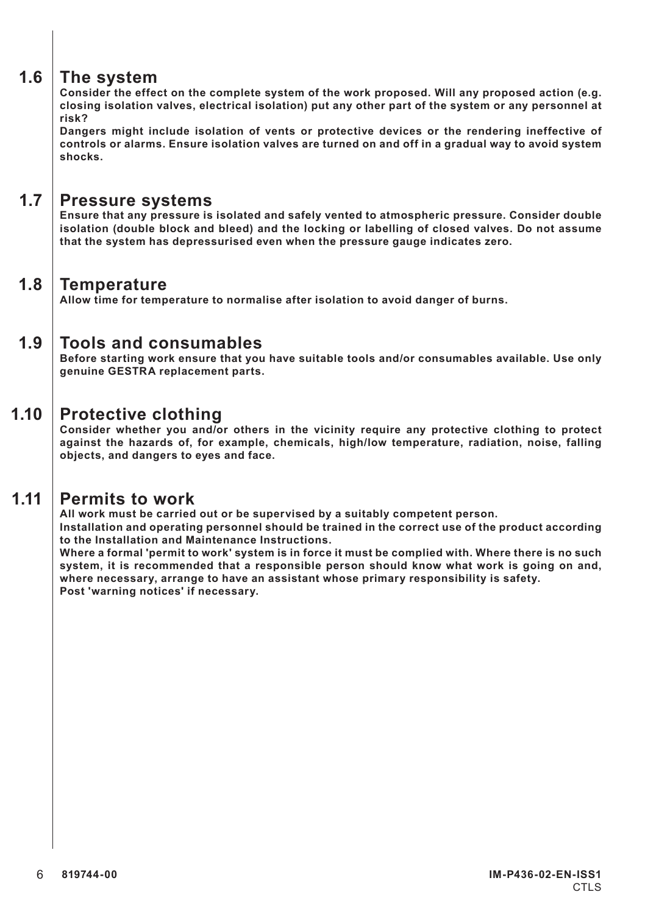## 1.6 The system

**Consider the effect on the complete system of the work proposed. Will any proposed action (e.g. closing isolation valves, electrical isolation) put any other part of the system or any personnel at risk?**

**Dangers might include isolation of vents or protective devices or the rendering ineffective of controls or alarms. Ensure isolation valves are turned on and off in a gradual way to avoid system shocks.**

## 1.7 Pressure systems

**Ensure that any pressure is isolated and safely vented to atmospheric pressure. Consider double isolation (double block and bleed) and the locking or labelling of closed valves. Do not assume that the system has depressurised even when the pressure gauge indicates zero.**

## 1.8 Temperature

**Allow time for temperature to normalise after isolation to avoid danger of burns.**

## 1.9 Tools and consumables

**Before starting work ensure that you have suitable tools and/or consumables available. Use only genuine GESTRA replacement parts.**

## 1.10 Protective clothing

**Consider whether you and/or others in the vicinity require any protective clothing to protect against the hazards of, for example, chemicals, high/low temperature, radiation, noise, falling objects, and dangers to eyes and face.**

## 1.11 Permits to work

**All work must be carried out or be supervised by a suitably competent person.**

**Installation and operating personnel should be trained in the correct use of the product according to the Installation and Maintenance Instructions.**

**Where a formal 'permit to work' system is in force it must be complied with. Where there is no such system, it is recommended that a responsible person should know what work is going on and, where necessary, arrange to have an assistant whose primary responsibility is safety.**

**Post 'warning notices' if necessary.**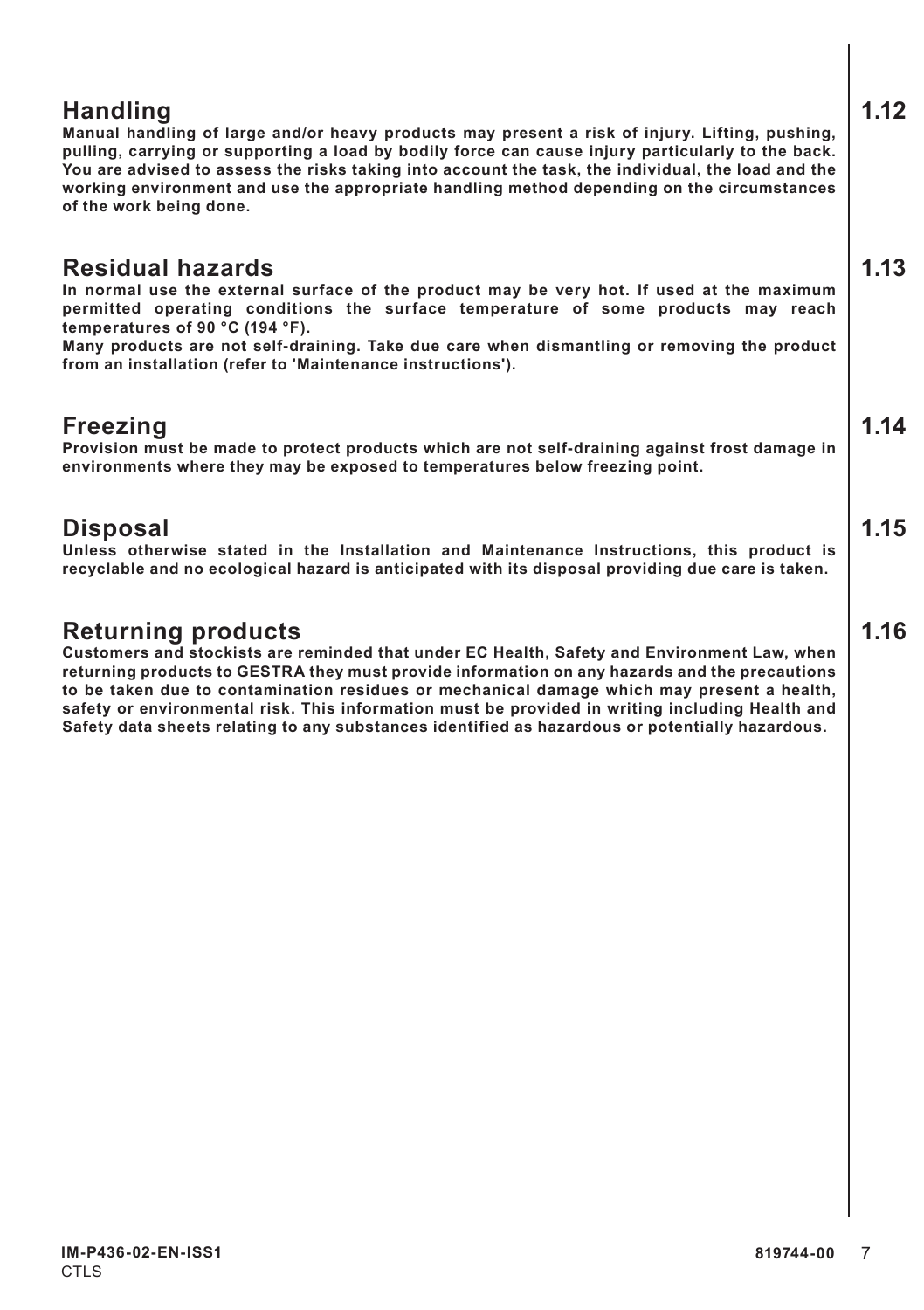## 1.12 Handling

**Manual handling of large and/or heavy products may present a risk of injury. Lifting, pushing, pulling, carrying or supporting a load by bodily force can cause injury particularly to the back. You are advised to assess the risks taking into account the task, the individual, the load and the working environment and use the appropriate handling method depending on the circumstances of the work being done.**

## 1.13 Residual hazards

**In normal use the external surface of the product may be very hot. If used at the maximum permitted operating conditions the surface temperature of some products may reach temperatures of 90 °C (194 °F).**

**Many products are not self-draining. Take due care when dismantling or removing the product from an installation (refer to 'Maintenance instructions').**

## 1.14 Freezing

**Provision must be made to protect products which are not self-draining against frost damage in environments where they may be exposed to temperatures below freezing point.**

## 1.15 Disposal

**Unless otherwise stated in the Installation and Maintenance Instructions, this product is recyclable and no ecological hazard is anticipated with its disposal providing due care is taken.**

## 1.16 Returning products

**Customers and stockists are reminded that under EC Health, Safety and Environment Law, when returning products to GESTRA they must provide information on any hazards and the precautions to be taken due to contamination residues or mechanical damage which may present a health, safety or environmental risk. This information must be provided in writing including Health and Safety data sheets relating to any substances identified as hazardous or potentially hazardous.**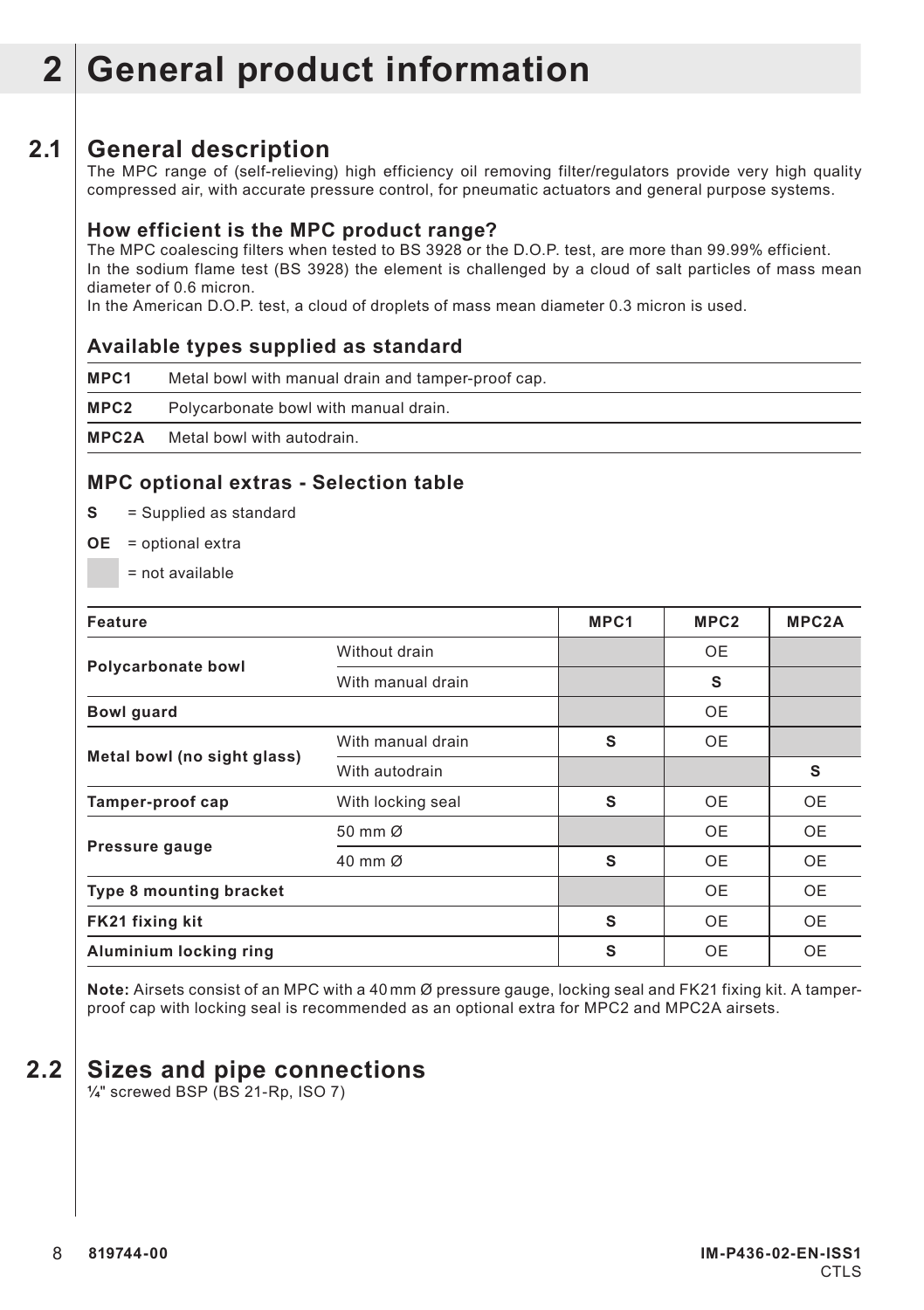# 2 General product information

## 2.1 General description

The MPC range of (self-relieving) high efficiency oil removing filter/regulators provide very high quality compressed air, with accurate pressure control, for pneumatic actuators and general purpose systems.

### How efficient is the MPC product range?

The MPC coalescing filters when tested to BS 3928 or the D.O.P. test, are more than 99.99% efficient.
In the sodium flame test (BS 3928) the element is challenged by a cloud of salt particles of mass mean diameter of 0.6 micron.
In the American D.O.P. test, a cloud of droplets of mass mean diameter 0.3 micron is used.

### Available types supplied as standard

| | |
|---|---|
| **MPC1** | Metal bowl with manual drain and tamper-proof cap. |
| **MPC2** | Polycarbonate bowl with manual drain. |
| **MPC2A** | Metal bowl with autodrain. |

### MPC optional extras - Selection table

**S** = Supplied as standard

**OE** = optional extra

(shaded) = not available

| Feature | | MPC1 | MPC2 | MPC2A |
|---|---|---|---|---|
| **Polycarbonate bowl** | Without drain | | OE | |
| | With manual drain | | **S** | |
| **Bowl guard** | | | OE | |
| **Metal bowl (no sight glass)** | With manual drain | **S** | OE | |
| | With autodrain | | | **S** |
| **Tamper-proof cap** | With locking seal | **S** | OE | OE |
| **Pressure gauge** | 50 mm Ø | | OE | OE |
| | 40 mm Ø | **S** | OE | OE |
| **Type 8 mounting bracket** | | | OE | OE |
| **FK21 fixing kit** | | **S** | OE | OE |
| **Aluminium locking ring** | | **S** | OE | OE |

**Note:** Airsets consist of an MPC with a 40 mm Ø pressure gauge, locking seal and FK21 fixing kit. A tamper-proof cap with locking seal is recommended as an optional extra for MPC2 and MPC2A airsets.

## 2.2 Sizes and pipe connections

¼" screwed BSP (BS 21-Rp, ISO 7)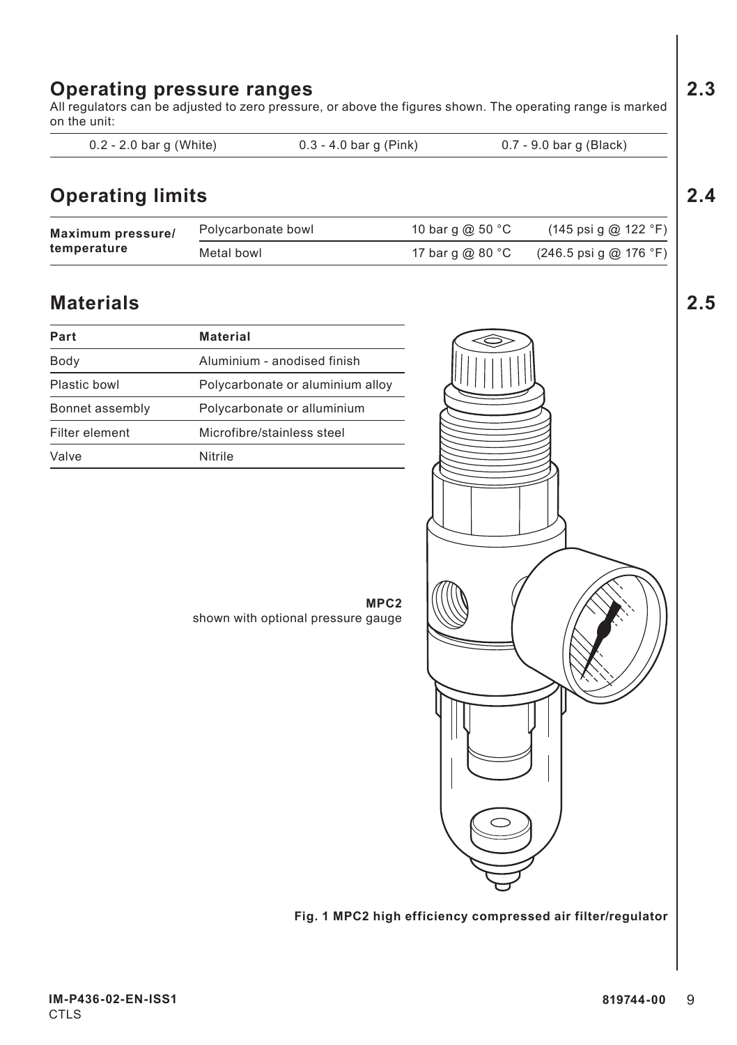## 2.3 Operating pressure ranges

All regulators can be adjusted to zero pressure, or above the figures shown. The operating range is marked on the unit:

| 0.2 - 2.0 bar g (White) | 0.3 - 4.0 bar g (Pink) | 0.7 - 9.0 bar g (Black) |
|---|---|---|

## 2.4 Operating limits

| | | | |
|---|---|---|---|
| **Maximum pressure/ temperature** | Polycarbonate bowl | 10 bar g @ 50 °C | (145 psi g @ 122 °F) |
| | Metal bowl | 17 bar g @ 80 °C | (246.5 psi g @ 176 °F) |

## 2.5 Materials

| Part | Material |
|---|---|
| Body | Aluminium - anodised finish |
| Plastic bowl | Polycarbonate or aluminium alloy |
| Bonnet assembly | Polycarbonate or alluminium |
| Filter element | Microfibre/stainless steel |
| Valve | Nitrile |

**MPC2**
shown with optional pressure gauge

**Fig. 1 MPC2 high efficiency compressed air filter/regulator**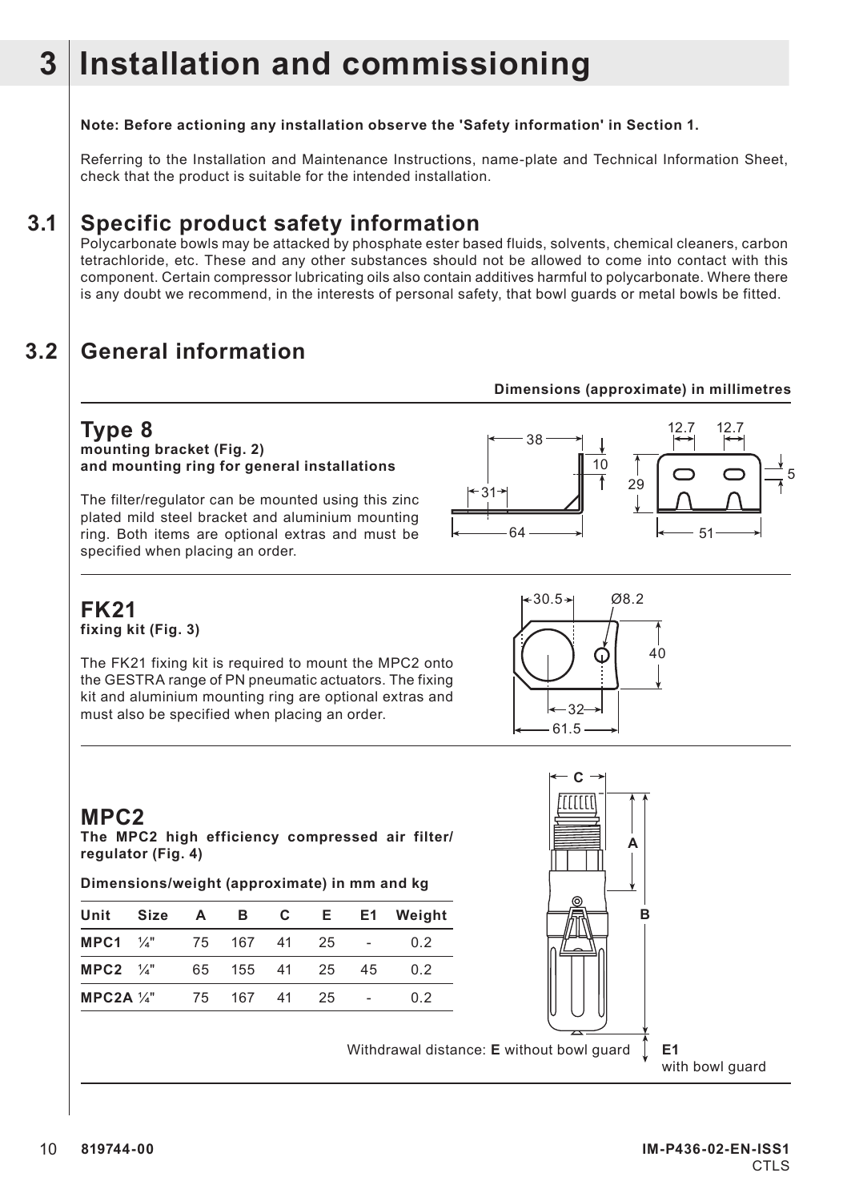# 3 Installation and commissioning

**Note: Before actioning any installation observe the 'Safety information' in Section 1.**

Referring to the Installation and Maintenance Instructions, name-plate and Technical Information Sheet, check that the product is suitable for the intended installation.

## 3.1 Specific product safety information

Polycarbonate bowls may be attacked by phosphate ester based fluids, solvents, chemical cleaners, carbon tetrachloride, etc. These and any other substances should not be allowed to come into contact with this component. Certain compressor lubricating oils also contain additives harmful to polycarbonate. Where there is any doubt we recommend, in the interests of personal safety, that bowl guards or metal bowls be fitted.

## 3.2 General information

**Dimensions (approximate) in millimetres**

### Type 8

**mounting bracket (Fig. 2) and mounting ring for general installations**

The filter/regulator can be mounted using this zinc plated mild steel bracket and aluminium mounting ring. Both items are optional extras and must be specified when placing an order.

### FK21

**fixing kit (Fig. 3)**

The FK21 fixing kit is required to mount the MPC2 onto the GESTRA range of PN pneumatic actuators. The fixing kit and aluminium mounting ring are optional extras and must also be specified when placing an order.

### MPC2

**The MPC2 high efficiency compressed air filter/ regulator (Fig. 4)**

**Dimensions/weight (approximate) in mm and kg**

| Unit | Size | A | B | C | E | E1 | Weight |
|---|---|---|---|---|---|---|---|
| **MPC1** | ¼" | 75 | 167 | 41 | 25 | - | 0.2 |
| **MPC2** | ¼" | 65 | 155 | 41 | 25 | 45 | 0.2 |
| **MPC2A** | ¼" | 75 | 167 | 41 | 25 | - | 0.2 |

Withdrawal distance: **E** without bowl guard **E1** with bowl guard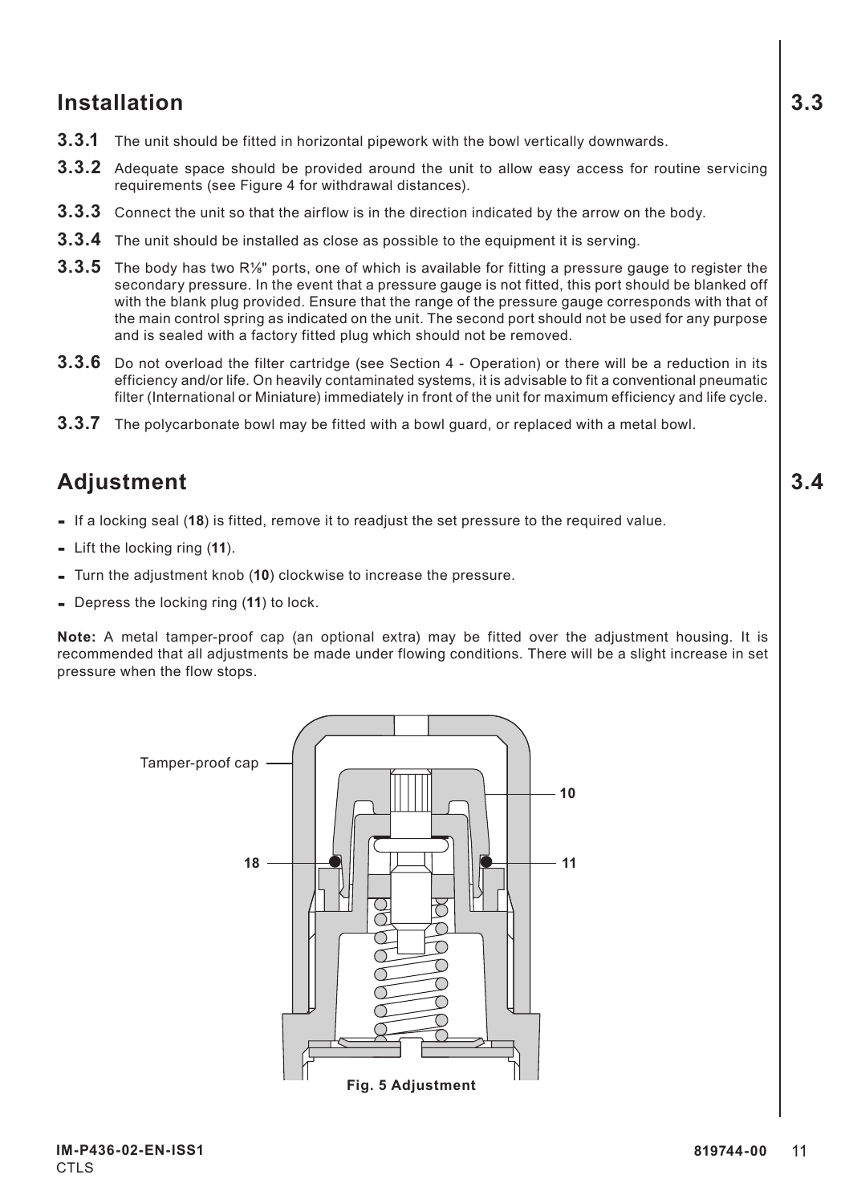## 3.3 Installation

**3.3.1** The unit should be fitted in horizontal pipework with the bowl vertically downwards.

**3.3.2** Adequate space should be provided around the unit to allow easy access for routine servicing requirements (see Figure 4 for withdrawal distances).

**3.3.3** Connect the unit so that the airflow is in the direction indicated by the arrow on the body.

**3.3.4** The unit should be installed as close as possible to the equipment it is serving.

**3.3.5** The body has two R⅛" ports, one of which is available for fitting a pressure gauge to register the secondary pressure. In the event that a pressure gauge is not fitted, this port should be blanked off with the blank plug provided. Ensure that the range of the pressure gauge corresponds with that of the main control spring as indicated on the unit. The second port should not be used for any purpose and is sealed with a factory fitted plug which should not be removed.

**3.3.6** Do not overload the filter cartridge (see Section 4 - Operation) or there will be a reduction in its efficiency and/or life. On heavily contaminated systems, it is advisable to fit a conventional pneumatic filter (International or Miniature) immediately in front of the unit for maximum efficiency and life cycle.

**3.3.7** The polycarbonate bowl may be fitted with a bowl guard, or replaced with a metal bowl.

## 3.4 Adjustment

- If a locking seal (**18**) is fitted, remove it to readjust the set pressure to the required value.
- Lift the locking ring (**11**).
- Turn the adjustment knob (**10**) clockwise to increase the pressure.
- Depress the locking ring (**11**) to lock.

**Note:** A metal tamper-proof cap (an optional extra) may be fitted over the adjustment housing. It is recommended that all adjustments be made under flowing conditions. There will be a slight increase in set pressure when the flow stops.

Tamper-proof cap

10

18

11

**Fig. 5 Adjustment**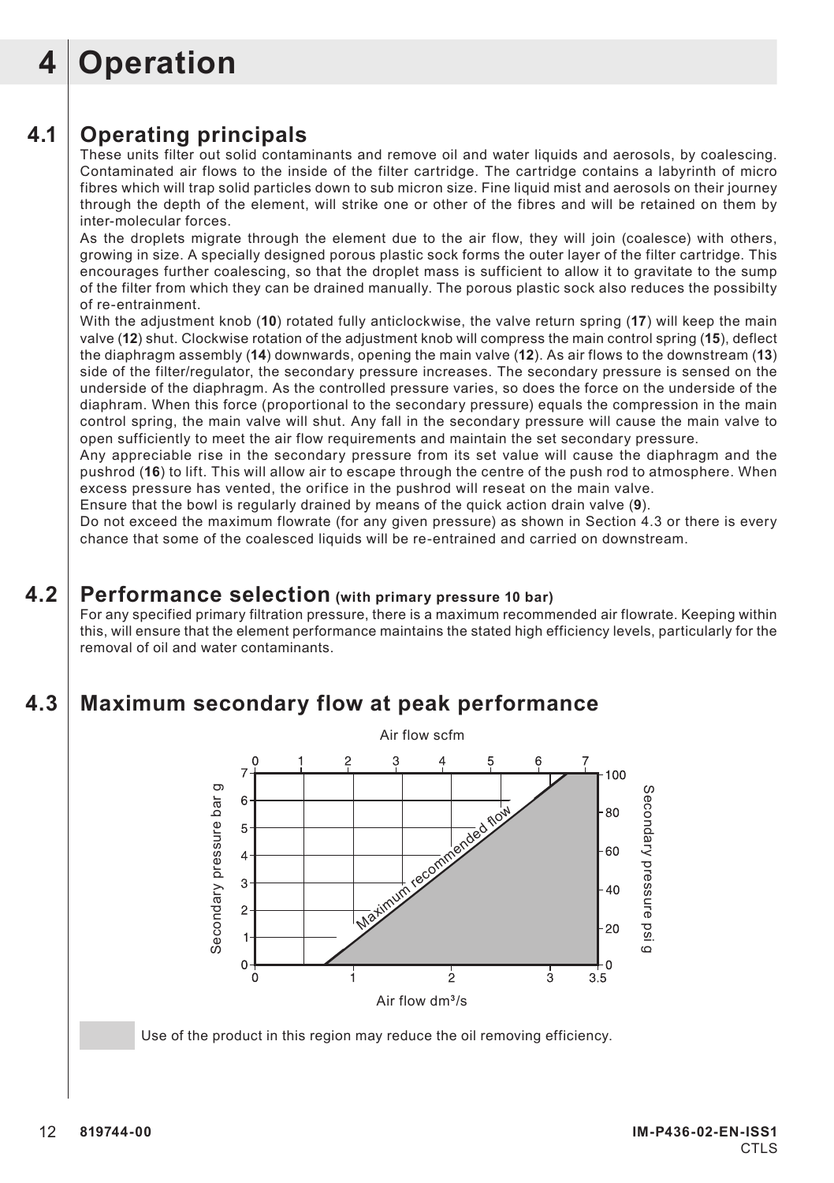# 4 Operation

## 4.1 Operating principals

These units filter out solid contaminants and remove oil and water liquids and aerosols, by coalescing. Contaminated air flows to the inside of the filter cartridge. The cartridge contains a labyrinth of micro fibres which will trap solid particles down to sub micron size. Fine liquid mist and aerosols on their journey through the depth of the element, will strike one or other of the fibres and will be retained on them by inter-molecular forces.

As the droplets migrate through the element due to the air flow, they will join (coalesce) with others, growing in size. A specially designed porous plastic sock forms the outer layer of the filter cartridge. This encourages further coalescing, so that the droplet mass is sufficient to allow it to gravitate to the sump of the filter from which they can be drained manually. The porous plastic sock also reduces the possibilty of re-entrainment.

With the adjustment knob (**10**) rotated fully anticlockwise, the valve return spring (**17**) will keep the main valve (**12**) shut. Clockwise rotation of the adjustment knob will compress the main control spring (**15**), deflect the diaphragm assembly (**14**) downwards, opening the main valve (**12**). As air flows to the downstream (**13**) side of the filter/regulator, the secondary pressure increases. The secondary pressure is sensed on the underside of the diaphragm. As the controlled pressure varies, so does the force on the underside of the diaphram. When this force (proportional to the secondary pressure) equals the compression in the main control spring, the main valve will shut. Any fall in the secondary pressure will cause the main valve to open sufficiently to meet the air flow requirements and maintain the set secondary pressure.

Any appreciable rise in the secondary pressure from its set value will cause the diaphragm and the pushrod (**16**) to lift. This will allow air to escape through the centre of the push rod to atmosphere. When excess pressure has vented, the orifice in the pushrod will reseat on the main valve.

Ensure that the bowl is regularly drained by means of the quick action drain valve (**9**).

Do not exceed the maximum flowrate (for any given pressure) as shown in Section 4.3 or there is every chance that some of the coalesced liquids will be re-entrained and carried on downstream.

## 4.2 Performance selection (with primary pressure 10 bar)

For any specified primary filtration pressure, there is a maximum recommended air flowrate. Keeping within this, will ensure that the element performance maintains the stated high efficiency levels, particularly for the removal of oil and water contaminants.

## 4.3 Maximum secondary flow at peak performance

Use of the product in this region may reduce the oil removing efficiency.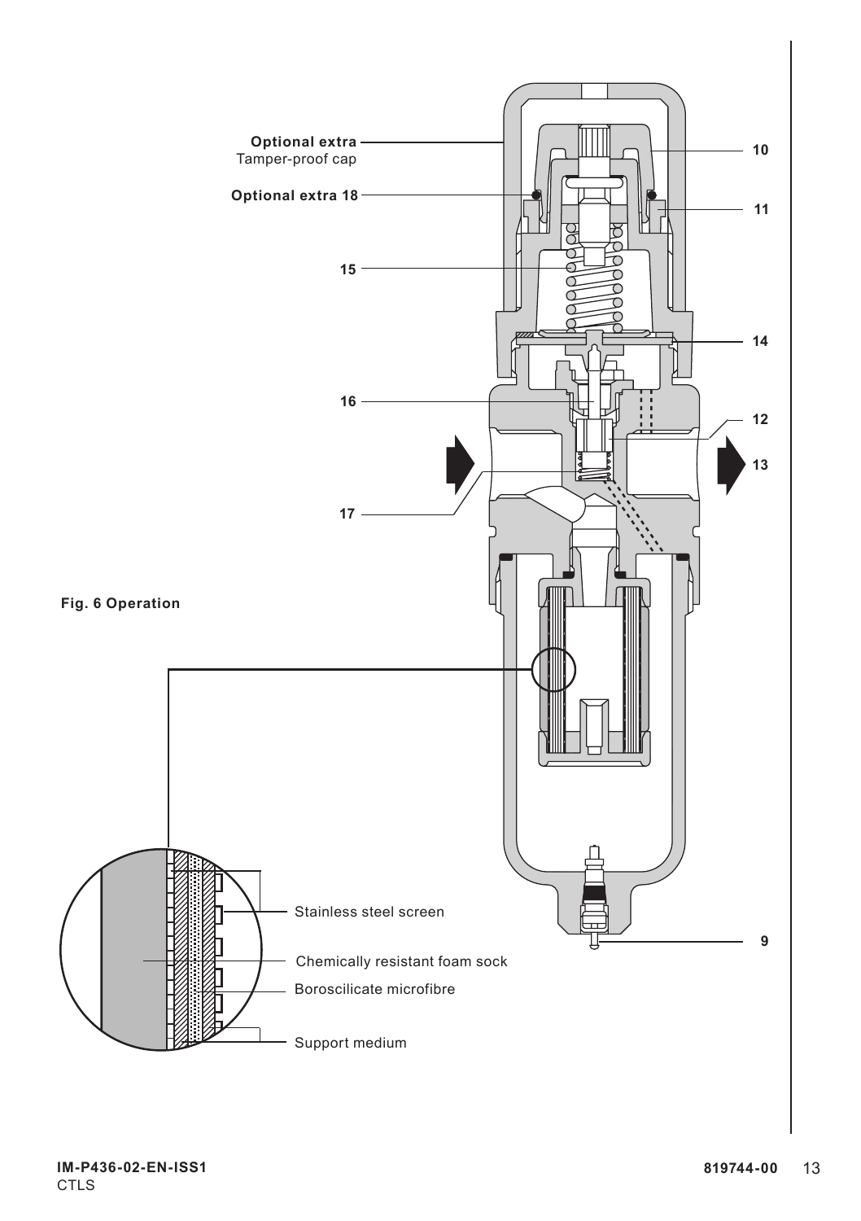Optional extra
Tamper-proof cap

Optional extra 18

15

16

17

10

11

14

12

13

9

**Fig. 6 Operation**

Stainless steel screen

Chemically resistant foam sock

Boroscilicate microfibre

Support medium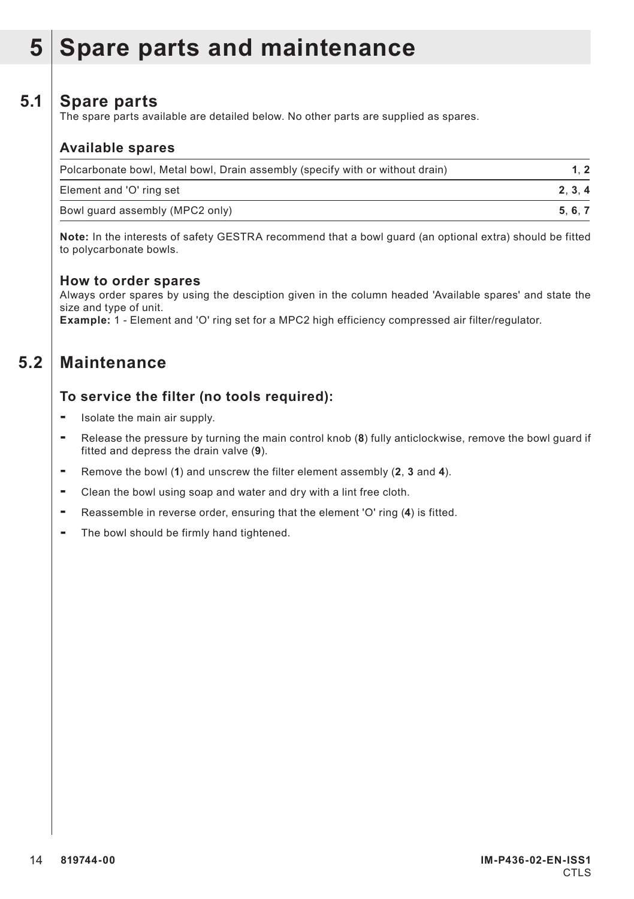# 5 Spare parts and maintenance

## 5.1 Spare parts

The spare parts available are detailed below. No other parts are supplied as spares.

### Available spares

| Available spares | |
|---|---|
| Polcarbonate bowl, Metal bowl, Drain assembly (specify with or without drain) | **1**, **2** |
| Element and 'O' ring set | **2**, **3**, **4** |
| Bowl guard assembly (MPC2 only) | **5**, **6**, **7** |

**Note:** In the interests of safety GESTRA recommend that a bowl guard (an optional extra) should be fitted to polycarbonate bowls.

### How to order spares

Always order spares by using the desciption given in the column headed 'Available spares' and state the size and type of unit.

**Example:** 1 - Element and 'O' ring set for a MPC2 high efficiency compressed air filter/regulator.

## 5.2 Maintenance

### To service the filter (no tools required):

- Isolate the main air supply.
- Release the pressure by turning the main control knob (**8**) fully anticlockwise, remove the bowl guard if fitted and depress the drain valve (**9**).
- Remove the bowl (**1**) and unscrew the filter element assembly (**2**, **3** and **4**).
- Clean the bowl using soap and water and dry with a lint free cloth.
- Reassemble in reverse order, ensuring that the element 'O' ring (**4**) is fitted.
- The bowl should be firmly hand tightened.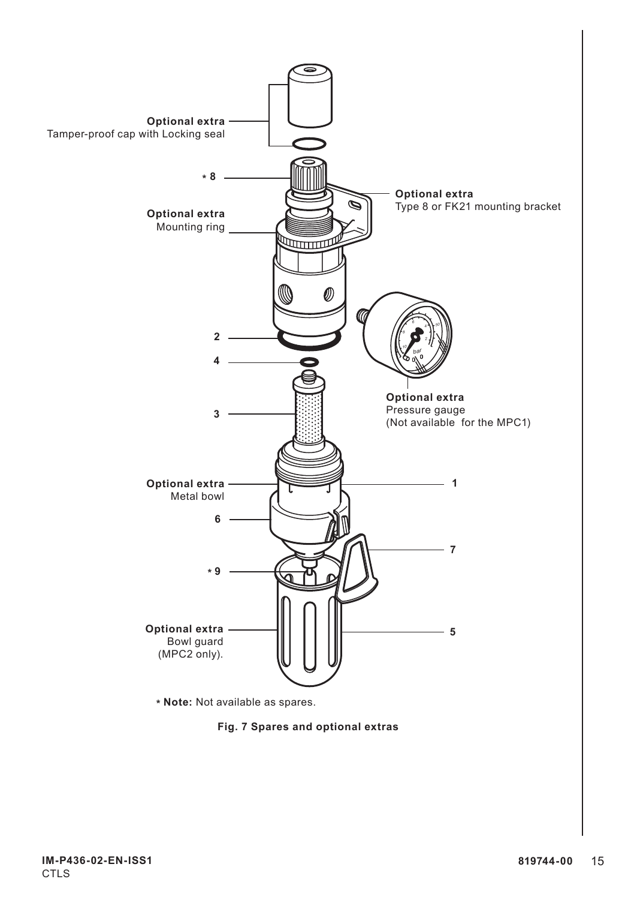Optional extra
Tamper-proof cap with Locking seal

\* 8

Optional extra
Type 8 or FK21 mounting bracket

Optional extra
Mounting ring

2

4

Optional extra
Pressure gauge
(Not available for the MPC1)

3

Optional extra
Metal bowl

1

6

7

\* 9

Optional extra
Bowl guard
(MPC2 only).

5

**\* Note:** Not available as spares.

**Fig. 7 Spares and optional extras**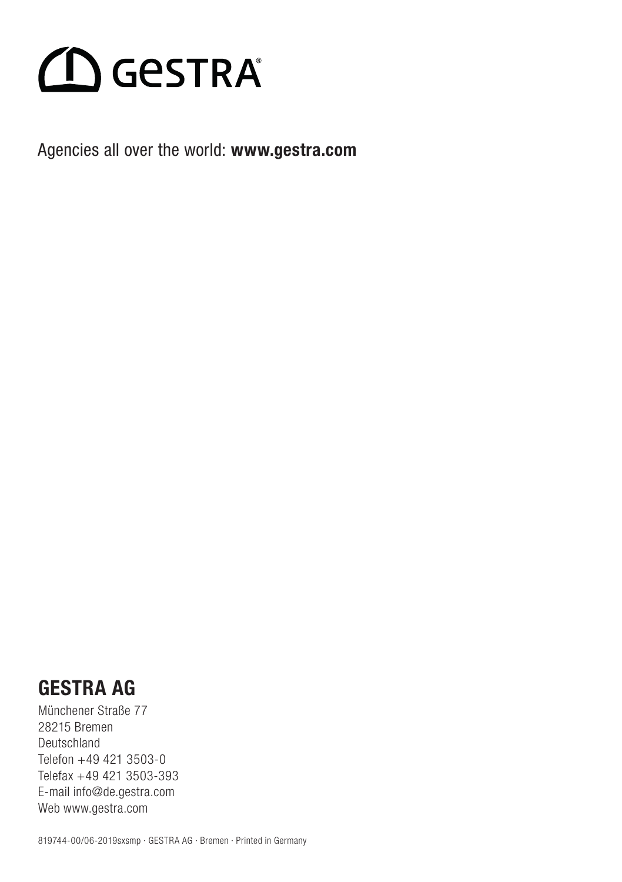GESTRA®

Agencies all over the world: **www.gestra.com**

## GESTRA AG

Münchener Straße 77
28215 Bremen
Deutschland
Telefon +49 421 3503-0
Telefax +49 421 3503-393
E-mail info@de.gestra.com
Web www.gestra.com

819744-00/06-2019sxsmp · GESTRA AG · Bremen · Printed in Germany